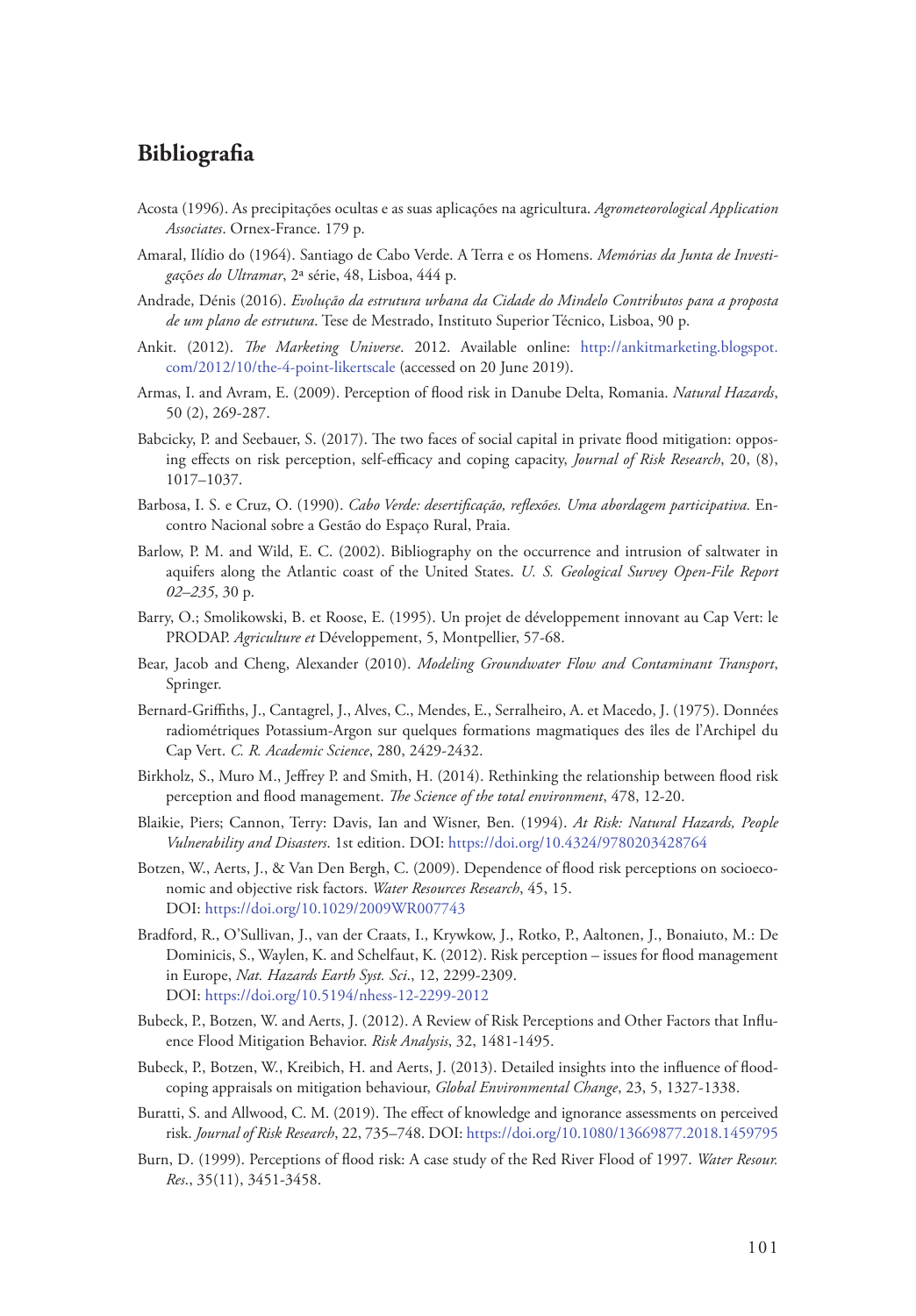# Bibliografia

Acosta (1996). As precipitações ocultas e as suas aplicações na agricultura. *Agrometeorological Application Associates*. Ornex-France. 179 p.

Amaral, Ilídio do (1964). Santiago de Cabo Verde. A Terra e os Homens. *Memórias da Junta de Investigações do Ultramar*, 2ª série, 48, Lisboa, 444 p.

Andrade, Dénis (2016). *Evolução da estrutura urbana da Cidade do Mindelo Contributos para a proposta de um plano de estrutura*. Tese de Mestrado, Instituto Superior Técnico, Lisboa, 90 p.

Ankit. (2012). *The Marketing Universe*. 2012. Available online: http://ankitmarketing.blogspot.com/2012/10/the-4-point-likertscale (accessed on 20 June 2019).

Armas, I. and Avram, E. (2009). Perception of flood risk in Danube Delta, Romania. *Natural Hazards*, 50 (2), 269-287.

Babcicky, P. and Seebauer, S. (2017). The two faces of social capital in private flood mitigation: opposing effects on risk perception, self-efficacy and coping capacity, *Journal of Risk Research*, 20, (8), 1017–1037.

Barbosa, I. S. e Cruz, O. (1990). *Cabo Verde: desertificação, reflexões. Uma abordagem participativa.* Encontro Nacional sobre a Gestão do Espaço Rural, Praia.

Barlow, P. M. and Wild, E. C. (2002). Bibliography on the occurrence and intrusion of saltwater in aquifers along the Atlantic coast of the United States. *U. S. Geological Survey Open-File Report 02–235*, 30 p.

Barry, O.; Smolikowski, B. et Roose, E. (1995). Un projet de développement innovant au Cap Vert: le PRODAP. *Agriculture et* Développement, 5, Montpellier, 57-68.

Bear, Jacob and Cheng, Alexander (2010). *Modeling Groundwater Flow and Contaminant Transport*, Springer.

Bernard-Griffiths, J., Cantagrel, J., Alves, C., Mendes, E., Serralheiro, A. et Macedo, J. (1975). Données radiométriques Potassium-Argon sur quelques formations magmatiques des îles de l'Archipel du Cap Vert. *C. R. Academic Science*, 280, 2429-2432.

Birkholz, S., Muro M., Jeffrey P. and Smith, H. (2014). Rethinking the relationship between flood risk perception and flood management. *The Science of the total environment*, 478, 12-20.

Blaikie, Piers; Cannon, Terry: Davis, Ian and Wisner, Ben. (1994). *At Risk: Natural Hazards, People Vulnerability and Disasters*. 1st edition. DOI: https://doi.org/10.4324/9780203428764

Botzen, W., Aerts, J., & Van Den Bergh, C. (2009). Dependence of flood risk perceptions on socioeconomic and objective risk factors. *Water Resources Research*, 45, 15.
DOI: https://doi.org/10.1029/2009WR007743

Bradford, R., O'Sullivan, J., van der Craats, I., Krywkow, J., Rotko, P., Aaltonen, J., Bonaiuto, M.: De Dominicis, S., Waylen, K. and Schelfaut, K. (2012). Risk perception – issues for flood management in Europe, *Nat. Hazards Earth Syst. Sci*., 12, 2299-2309.
DOI: https://doi.org/10.5194/nhess-12-2299-2012

Bubeck, P., Botzen, W. and Aerts, J. (2012). A Review of Risk Perceptions and Other Factors that Influence Flood Mitigation Behavior. *Risk Analysis*, 32, 1481-1495.

Bubeck, P., Botzen, W., Kreibich, H. and Aerts, J. (2013). Detailed insights into the influence of flood-coping appraisals on mitigation behaviour, *Global Environmental Change*, 23, 5, 1327-1338.

Buratti, S. and Allwood, C. M. (2019). The effect of knowledge and ignorance assessments on perceived risk. *Journal of Risk Research*, 22, 735–748. DOI: https://doi.org/10.1080/13669877.2018.1459795

Burn, D. (1999). Perceptions of flood risk: A case study of the Red River Flood of 1997. *Water Resour. Res*., 35(11), 3451-3458.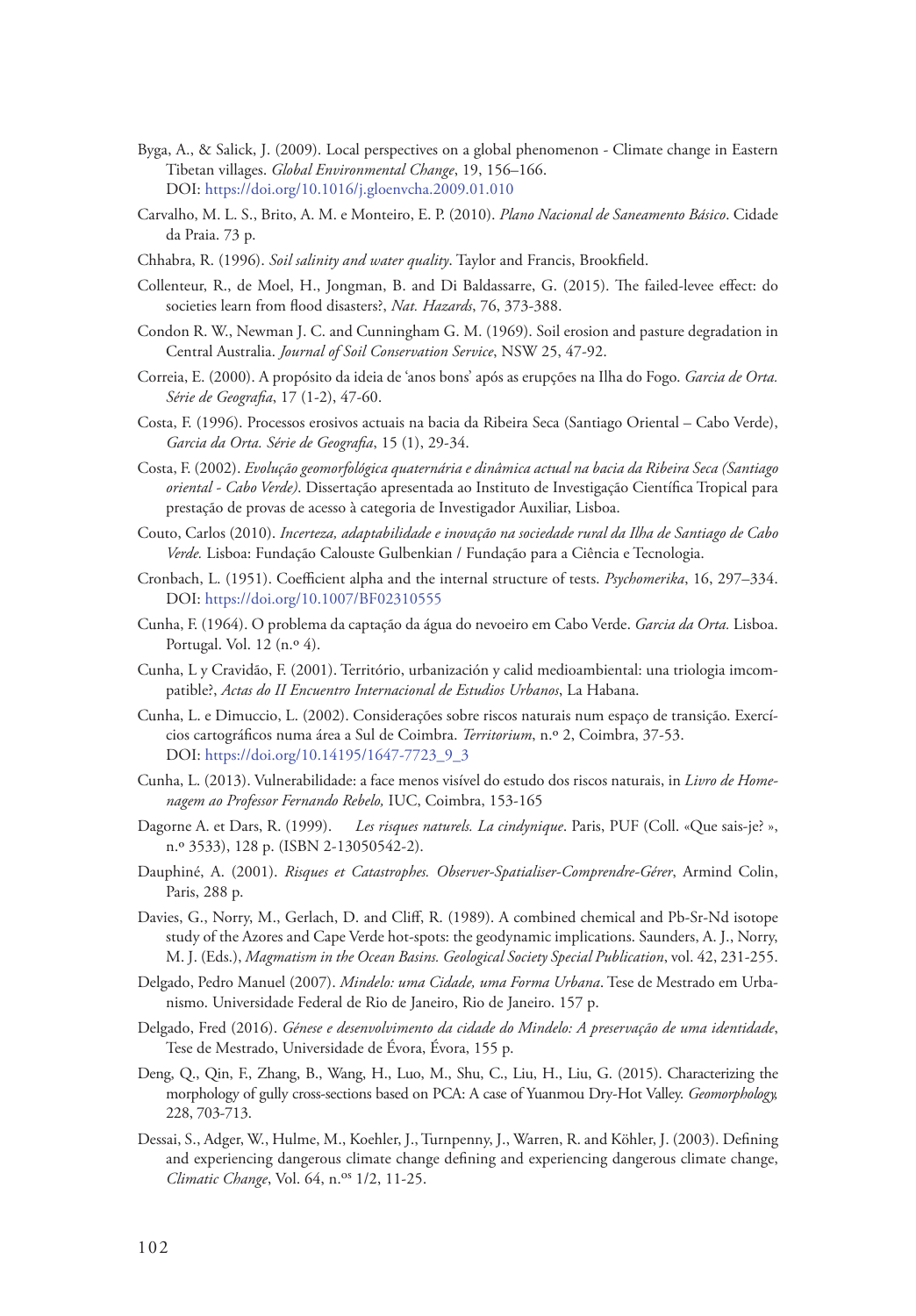Byga, A., & Salick, J. (2009). Local perspectives on a global phenomenon - Climate change in Eastern Tibetan villages. *Global Environmental Change*, 19, 156–166. DOI: https://doi.org/10.1016/j.gloenvcha.2009.01.010

Carvalho, M. L. S., Brito, A. M. e Monteiro, E. P. (2010). *Plano Nacional de Saneamento Básico*. Cidade da Praia. 73 p.

Chhabra, R. (1996). *Soil salinity and water quality*. Taylor and Francis, Brookfield.

Collenteur, R., de Moel, H., Jongman, B. and Di Baldassarre, G. (2015). The failed-levee effect: do societies learn from flood disasters?, *Nat. Hazards*, 76, 373-388.

Condon R. W., Newman J. C. and Cunningham G. M. (1969). Soil erosion and pasture degradation in Central Australia. *Journal of Soil Conservation Service*, NSW 25, 47-92.

Correia, E. (2000). A propósito da ideia de 'anos bons' após as erupções na Ilha do Fogo. *Garcia de Orta. Série de Geografia*, 17 (1-2), 47-60.

Costa, F. (1996). Processos erosivos actuais na bacia da Ribeira Seca (Santiago Oriental – Cabo Verde), *Garcia da Orta. Série de Geografia*, 15 (1), 29-34.

Costa, F. (2002). *Evolução geomorfológica quaternária e dinâmica actual na bacia da Ribeira Seca (Santiago oriental - Cabo Verde)*. Dissertação apresentada ao Instituto de Investigação Científica Tropical para prestação de provas de acesso à categoria de Investigador Auxiliar, Lisboa.

Couto, Carlos (2010). *Incerteza, adaptabilidade e inovação na sociedade rural da Ilha de Santiago de Cabo Verde.* Lisboa: Fundação Calouste Gulbenkian / Fundação para a Ciência e Tecnologia.

Cronbach, L. (1951). Coefficient alpha and the internal structure of tests. *Psychomerika*, 16, 297–334. DOI: https://doi.org/10.1007/BF02310555

Cunha, F. (1964). O problema da captação da água do nevoeiro em Cabo Verde. *Garcia da Orta.* Lisboa. Portugal. Vol. 12 (n.º 4).

Cunha, L y Cravidão, F. (2001). Território, urbanización y calid medioambiental: una triologia imcompatible?, *Actas do II Encuentro Internacional de Estudios Urbanos*, La Habana.

Cunha, L. e Dimuccio, L. (2002). Considerações sobre riscos naturais num espaço de transição. Exercícios cartográficos numa área a Sul de Coimbra. *Territorium*, n.º 2, Coimbra, 37-53. DOI: https://doi.org/10.14195/1647-7723_9_3

Cunha, L. (2013). Vulnerabilidade: a face menos visível do estudo dos riscos naturais, in *Livro de Homenagem ao Professor Fernando Rebelo,* IUC, Coimbra, 153-165

Dagorne A. et Dars, R. (1999). *Les risques naturels. La cindynique*. Paris, PUF (Coll. «Que sais-je? », n.º 3533), 128 p. (ISBN 2-13050542-2).

Dauphiné, A. (2001). *Risques et Catastrophes. Observer-Spatialiser-Comprendre-Gérer*, Armind Colin, Paris, 288 p.

Davies, G., Norry, M., Gerlach, D. and Cliff, R. (1989). A combined chemical and Pb-Sr-Nd isotope study of the Azores and Cape Verde hot-spots: the geodynamic implications. Saunders, A. J., Norry, M. J. (Eds.), *Magmatism in the Ocean Basins. Geological Society Special Publication*, vol. 42, 231-255.

Delgado, Pedro Manuel (2007). *Mindelo: uma Cidade, uma Forma Urbana*. Tese de Mestrado em Urbanismo. Universidade Federal de Rio de Janeiro, Rio de Janeiro. 157 p.

Delgado, Fred (2016). *Génese e desenvolvimento da cidade do Mindelo: A preservação de uma identidade*, Tese de Mestrado, Universidade de Évora, Évora, 155 p.

Deng, Q., Qin, F., Zhang, B., Wang, H., Luo, M., Shu, C., Liu, H., Liu, G. (2015). Characterizing the morphology of gully cross-sections based on PCA: A case of Yuanmou Dry-Hot Valley. *Geomorphology,* 228, 703-713.

Dessai, S., Adger, W., Hulme, M., Koehler, J., Turnpenny, J., Warren, R. and Köhler, J. (2003). Defining and experiencing dangerous climate change defining and experiencing dangerous climate change, *Climatic Change*, Vol. 64, n.ºs 1/2, 11-25.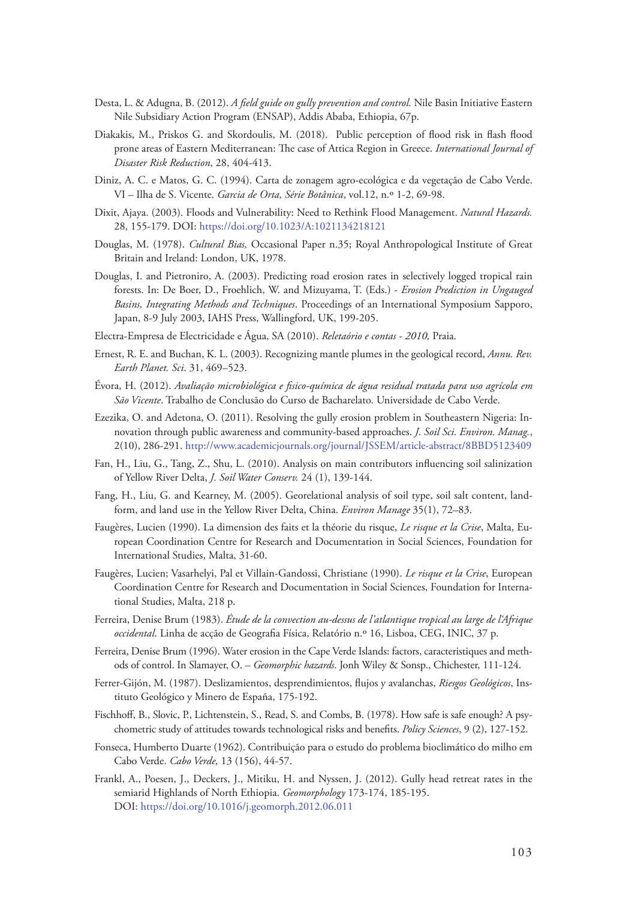Desta, L. & Adugna, B. (2012). *A field guide on gully prevention and control.* Nile Basin Initiative Eastern Nile Subsidiary Action Program (ENSAP), Addis Ababa, Ethiopia, 67p.

Diakakis, M., Priskos G. and Skordoulis, M. (2018). Public perception of flood risk in flash flood prone areas of Eastern Mediterranean: The case of Attica Region in Greece. *International Journal of Disaster Risk Reduction*, 28, 404-413.

Diniz, A. C. e Matos, G. C. (1994). Carta de zonagem agro-ecológica e da vegetação de Cabo Verde. VI – Ilha de S. Vicente. *Garcia de Orta, Série Botânica*, vol.12, n.º 1-2, 69-98.

Dixit, Ajaya. (2003). Floods and Vulnerability: Need to Rethink Flood Management. *Natural Hazards.* 28, 155-179. DOI: https://doi.org/10.1023/A:1021134218121

Douglas, M. (1978). *Cultural Bias,* Occasional Paper n.35; Royal Anthropological Institute of Great Britain and Ireland: London, UK, 1978.

Douglas, I. and Pietroniro, A. (2003). Predicting road erosion rates in selectively logged tropical rain forests. In: De Boer, D., Froehlich, W. and Mizuyama, T. (Eds.) - *Erosion Prediction in Ungauged Basins, Integrating Methods and Techniques*. Proceedings of an International Symposium Sapporo, Japan, 8-9 July 2003, IAHS Press, Wallingford, UK, 199-205.

Electra-Empresa de Electricidade e Água, SA (2010). *Reletaório e contas - 2010,* Praia.

Ernest, R. E. and Buchan, K. L. (2003). Recognizing mantle plumes in the geological record, *Annu. Rev. Earth Planet. Sci*. 31, 469–523.

Évora, H. (2012). *Avaliação microbiológica e fisico-química de água residual tratada para uso agrícola em São Vicente*. Trabalho de Conclusão do Curso de Bacharelato. Universidade de Cabo Verde.

Ezezika, O. and Adetona, O. (2011). Resolving the gully erosion problem in Southeastern Nigeria: Innovation through public awareness and community-based approaches. *J. Soil Sci. Environ. Manag.*, 2(10), 286-291. http://www.academicjournals.org/journal/JSSEM/article-abstract/8BBD5123409

Fan, H., Liu, G., Tang, Z., Shu, L. (2010). Analysis on main contributors influencing soil salinization of Yellow River Delta, *J. Soil Water Conserv.* 24 (1), 139-144.

Fang, H., Liu, G. and Kearney, M. (2005). Georelational analysis of soil type, soil salt content, landform, and land use in the Yellow River Delta, China. *Environ Manage* 35(1), 72–83.

Faugères, Lucien (1990). La dimension des faits et la théorie du risque, *Le risque et la Crise*, Malta, European Coordination Centre for Research and Documentation in Social Sciences, Foundation for International Studies, Malta, 31-60.

Faugères, Lucien; Vasarhelyi, Pal et Villain-Gandossi, Christiane (1990). *Le risque et la Crise*, European Coordination Centre for Research and Documentation in Social Sciences, Foundation for International Studies, Malta, 218 p.

Ferreira, Denise Brum (1983). *Étude de la convection au-dessus de l'atlantique tropical au large de l'Afrique occidental*. Linha de acção de Geografia Física, Relatório n.º 16, Lisboa, CEG, INIC, 37 p.

Ferreira, Denise Brum (1996). Water erosion in the Cape Verde Islands: factors, caracteristiques and methods of control. In Slamayer, O. – *Geomorphic hazards*. Jonh Wiley & Sonsp., Chichester, 111-124.

Ferrer-Gijón, M. (1987). Deslizamientos, desprendimientos, flujos y avalanchas, *Riesgos Geológicos*, Instituto Geológico y Minero de España, 175-192.

Fischhoff, B., Slovic, P., Lichtenstein, S., Read, S. and Combs, B. (1978). How safe is safe enough? A psychometric study of attitudes towards technological risks and benefits. *Policy Sciences*, 9 (2), 127-152.

Fonseca, Humberto Duarte (1962). Contribuição para o estudo do problema bioclimático do milho em Cabo Verde. *Cabo Verde,* 13 (156), 44-57.

Frankl, A., Poesen, J., Deckers, J., Mitiku, H. and Nyssen, J. (2012). Gully head retreat rates in the semiarid Highlands of North Ethiopia. *Geomorphology* 173-174, 185-195. DOI: https://doi.org/10.1016/j.geomorph.2012.06.011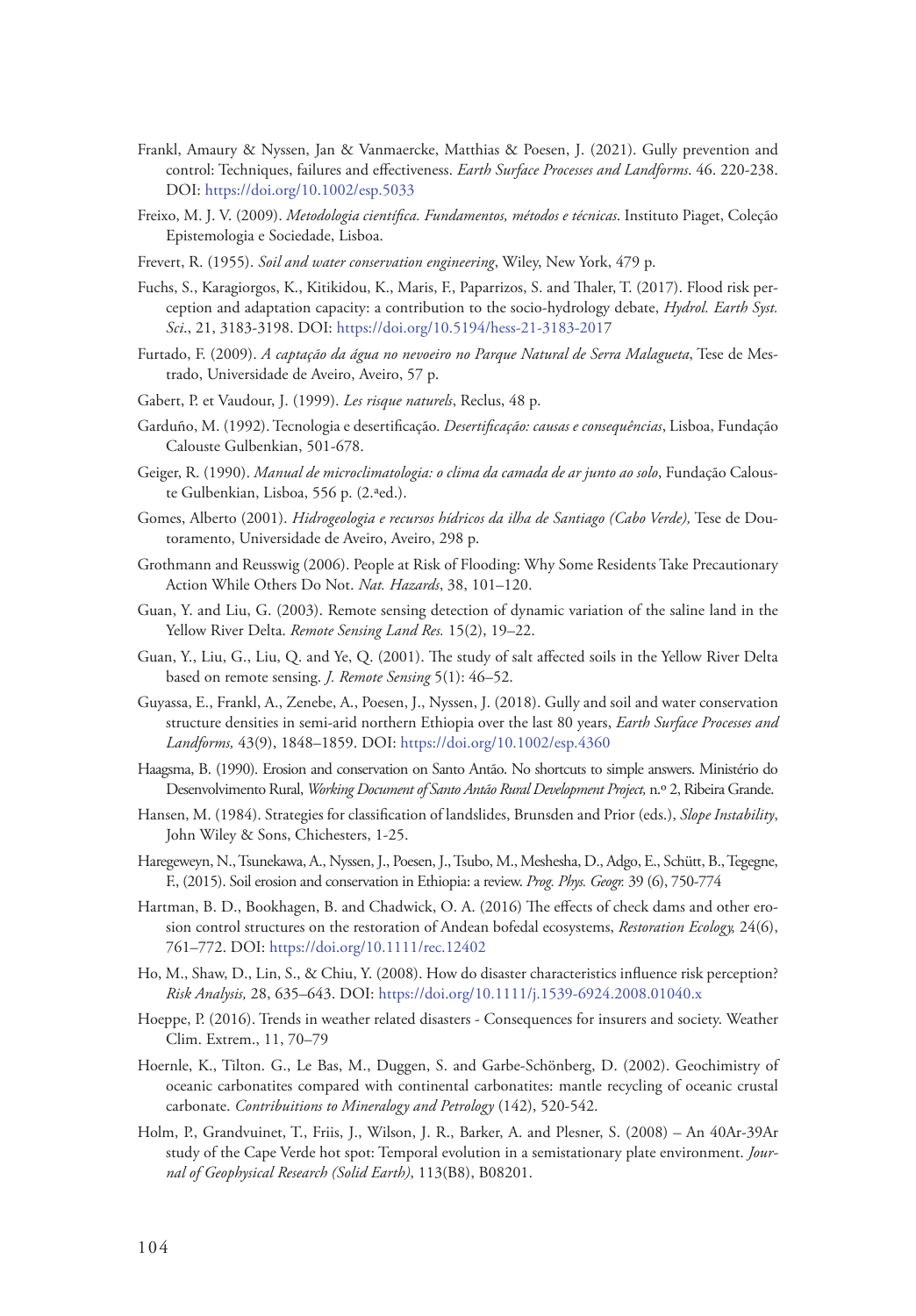Frankl, Amaury & Nyssen, Jan & Vanmaercke, Matthias & Poesen, J. (2021). Gully prevention and control: Techniques, failures and effectiveness. *Earth Surface Processes and Landforms*. 46. 220-238. DOI: https://doi.org/10.1002/esp.5033

Freixo, M. J. V. (2009). *Metodologia científica. Fundamentos, métodos e técnicas*. Instituto Piaget, Coleção Epistemologia e Sociedade, Lisboa.

Frevert, R. (1955). *Soil and water conservation engineering*, Wiley, New York, 479 p.

Fuchs, S., Karagiorgos, K., Kitikidou, K., Maris, F., Paparrizos, S. and Thaler, T. (2017). Flood risk perception and adaptation capacity: a contribution to the socio-hydrology debate, *Hydrol. Earth Syst. Sci*., 21, 3183-3198. DOI: https://doi.org/10.5194/hess-21-3183-2017

Furtado, F. (2009). *A captação da água no nevoeiro no Parque Natural de Serra Malagueta*, Tese de Mestrado, Universidade de Aveiro, Aveiro, 57 p.

Gabert, P. et Vaudour, J. (1999). *Les risque naturels*, Reclus, 48 p.

Garduño, M. (1992). Tecnologia e desertificação. *Desertificação: causas e consequências*, Lisboa, Fundação Calouste Gulbenkian, 501-678.

Geiger, R. (1990). *Manual de microclimatologia: o clima da camada de ar junto ao solo*, Fundação Calouste Gulbenkian, Lisboa, 556 p. (2.ªed.).

Gomes, Alberto (2001). *Hidrogeologia e recursos hídricos da ilha de Santiago (Cabo Verde),* Tese de Doutoramento, Universidade de Aveiro, Aveiro, 298 p.

Grothmann and Reusswig (2006). People at Risk of Flooding: Why Some Residents Take Precautionary Action While Others Do Not. *Nat. Hazards*, 38, 101–120.

Guan, Y. and Liu, G. (2003). Remote sensing detection of dynamic variation of the saline land in the Yellow River Delta. *Remote Sensing Land Res.* 15(2), 19–22.

Guan, Y., Liu, G., Liu, Q. and Ye, Q. (2001). The study of salt affected soils in the Yellow River Delta based on remote sensing. *J. Remote Sensing* 5(1): 46–52.

Guyassa, E., Frankl, A., Zenebe, A., Poesen, J., Nyssen, J. (2018). Gully and soil and water conservation structure densities in semi-arid northern Ethiopia over the last 80 years, *Earth Surface Processes and Landforms,* 43(9), 1848–1859. DOI: https://doi.org/10.1002/esp.4360

Haagsma, B. (1990). Erosion and conservation on Santo Antão. No shortcuts to simple answers. Ministério do Desenvolvimento Rural, *Working Document of Santo Antão Rural Development Project,* n.º 2, Ribeira Grande.

Hansen, M. (1984). Strategies for classification of landslides, Brunsden and Prior (eds.), *Slope Instability*, John Wiley & Sons, Chichesters, 1-25.

Haregeweyn, N., Tsunekawa, A., Nyssen, J., Poesen, J., Tsubo, M., Meshesha, D., Adgo, E., Schütt, B., Tegegne, F., (2015). Soil erosion and conservation in Ethiopia: a review. *Prog. Phys. Geogr.* 39 (6), 750-774

Hartman, B. D., Bookhagen, B. and Chadwick, O. A. (2016) The effects of check dams and other erosion control structures on the restoration of Andean bofedal ecosystems, *Restoration Ecology,* 24(6), 761–772. DOI: https://doi.org/10.1111/rec.12402

Ho, M., Shaw, D., Lin, S., & Chiu, Y. (2008). How do disaster characteristics influence risk perception? *Risk Analysis,* 28, 635–643. DOI: https://doi.org/10.1111/j.1539-6924.2008.01040.x

Hoeppe, P. (2016). Trends in weather related disasters - Consequences for insurers and society. Weather Clim. Extrem., 11, 70–79

Hoernle, K., Tilton. G., Le Bas, M., Duggen, S. and Garbe-Schönberg, D. (2002). Geochimistry of oceanic carbonatites compared with continental carbonatites: mantle recycling of oceanic crustal carbonate. *Contribuitions to Mineralogy and Petrology* (142), 520-542.

Holm, P., Grandvuinet, T., Friis, J., Wilson, J. R., Barker, A. and Plesner, S. (2008) – An 40Ar-39Ar study of the Cape Verde hot spot: Temporal evolution in a semistationary plate environment. *Journal of Geophysical Research (Solid Earth)*, 113(B8), B08201.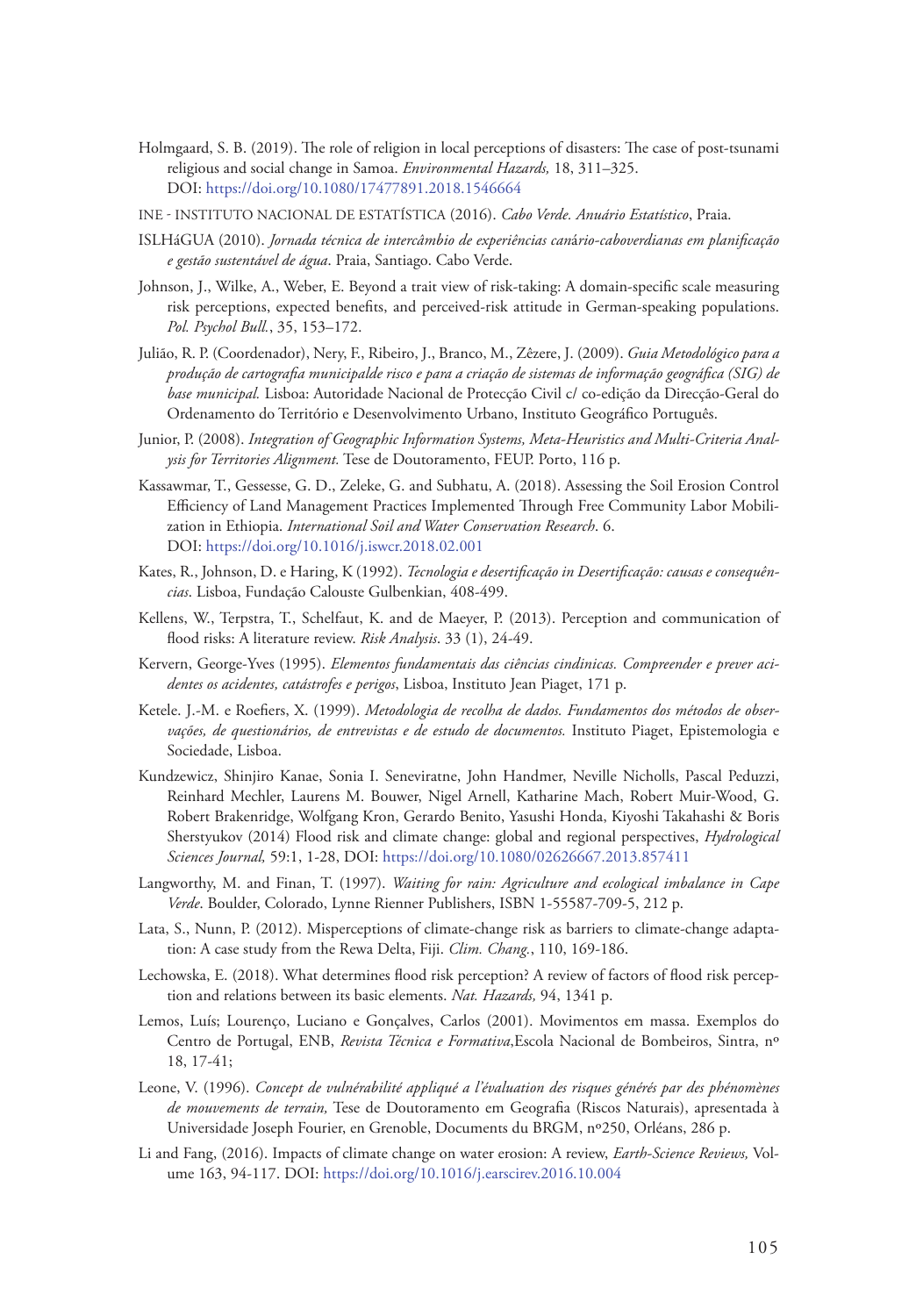Holmgaard, S. B. (2019). The role of religion in local perceptions of disasters: The case of post-tsunami religious and social change in Samoa. *Environmental Hazards,* 18, 311–325. DOI: https://doi.org/10.1080/17477891.2018.1546664

INE - INSTITUTO NACIONAL DE ESTATÍSTICA (2016). *Cabo Verde. Anuário Estatístico*, Praia.

ISLHáGUA (2010). *Jornada técnica de intercâmbio de experiências canário-caboverdianas em planificação e gestão sustentável de água*. Praia, Santiago. Cabo Verde.

Johnson, J., Wilke, A., Weber, E. Beyond a trait view of risk-taking: A domain-specific scale measuring risk perceptions, expected benefits, and perceived-risk attitude in German-speaking populations. *Pol. Psychol Bull.*, 35, 153–172.

Julião, R. P. (Coordenador), Nery, F., Ribeiro, J., Branco, M., Zêzere, J. (2009). *Guia Metodológico para a produção de cartografia municipalde risco e para a criação de sistemas de informação geográfica (SIG) de base municipal.* Lisboa: Autoridade Nacional de Protecção Civil c/ co-edição da Direcção-Geral do Ordenamento do Território e Desenvolvimento Urbano, Instituto Geográfico Português.

Junior, P. (2008). *Integration of Geographic Information Systems, Meta-Heuristics and Multi-Criteria Analysis for Territories Alignment.* Tese de Doutoramento, FEUP. Porto, 116 p.

Kassawmar, T., Gessesse, G. D., Zeleke, G. and Subhatu, A. (2018). Assessing the Soil Erosion Control Efficiency of Land Management Practices Implemented Through Free Community Labor Mobilization in Ethiopia. *International Soil and Water Conservation Research*. 6. DOI: https://doi.org/10.1016/j.iswcr.2018.02.001

Kates, R., Johnson, D. e Haring, K (1992). *Tecnologia e desertificação in Desertificação: causas e consequências*. Lisboa, Fundação Calouste Gulbenkian, 408-499.

Kellens, W., Terpstra, T., Schelfaut, K. and de Maeyer, P. (2013). Perception and communication of flood risks: A literature review. *Risk Analysis*. 33 (1), 24-49.

Kervern, George-Yves (1995). *Elementos fundamentais das ciências cindinicas. Compreender e prever acidentes os acidentes, catástrofes e perigos*, Lisboa, Instituto Jean Piaget, 171 p.

Ketele. J.-M. e Roefiers, X. (1999). *Metodologia de recolha de dados. Fundamentos dos métodos de observações, de questionários, de entrevistas e de estudo de documentos.* Instituto Piaget, Epistemologia e Sociedade, Lisboa.

Kundzewicz, Shinjiro Kanae, Sonia I. Seneviratne, John Handmer, Neville Nicholls, Pascal Peduzzi, Reinhard Mechler, Laurens M. Bouwer, Nigel Arnell, Katharine Mach, Robert Muir-Wood, G. Robert Brakenridge, Wolfgang Kron, Gerardo Benito, Yasushi Honda, Kiyoshi Takahashi & Boris Sherstyukov (2014) Flood risk and climate change: global and regional perspectives, *Hydrological Sciences Journal,* 59:1, 1-28, DOI: https://doi.org/10.1080/02626667.2013.857411

Langworthy, M. and Finan, T. (1997). *Waiting for rain: Agriculture and ecological imbalance in Cape Verde*. Boulder, Colorado, Lynne Rienner Publishers, ISBN 1-55587-709-5, 212 p.

Lata, S., Nunn, P. (2012). Misperceptions of climate-change risk as barriers to climate-change adaptation: A case study from the Rewa Delta, Fiji. *Clim. Chang.*, 110, 169-186.

Lechowska, E. (2018). What determines flood risk perception? A review of factors of flood risk perception and relations between its basic elements. *Nat. Hazards,* 94, 1341 p.

Lemos, Luís; Lourenço, Luciano e Gonçalves, Carlos (2001). Movimentos em massa. Exemplos do Centro de Portugal, ENB, *Revista Técnica e Formativa*,Escola Nacional de Bombeiros, Sintra, nº 18, 17-41;

Leone, V. (1996). *Concept de vulnérabilité appliqué a l'évaluation des risques générés par des phénomènes de mouvements de terrain,* Tese de Doutoramento em Geografia (Riscos Naturais), apresentada à Universidade Joseph Fourier, en Grenoble, Documents du BRGM, nº250, Orléans, 286 p.

Li and Fang, (2016). Impacts of climate change on water erosion: A review, *Earth-Science Reviews,* Volume 163, 94-117. DOI: https://doi.org/10.1016/j.earscirev.2016.10.004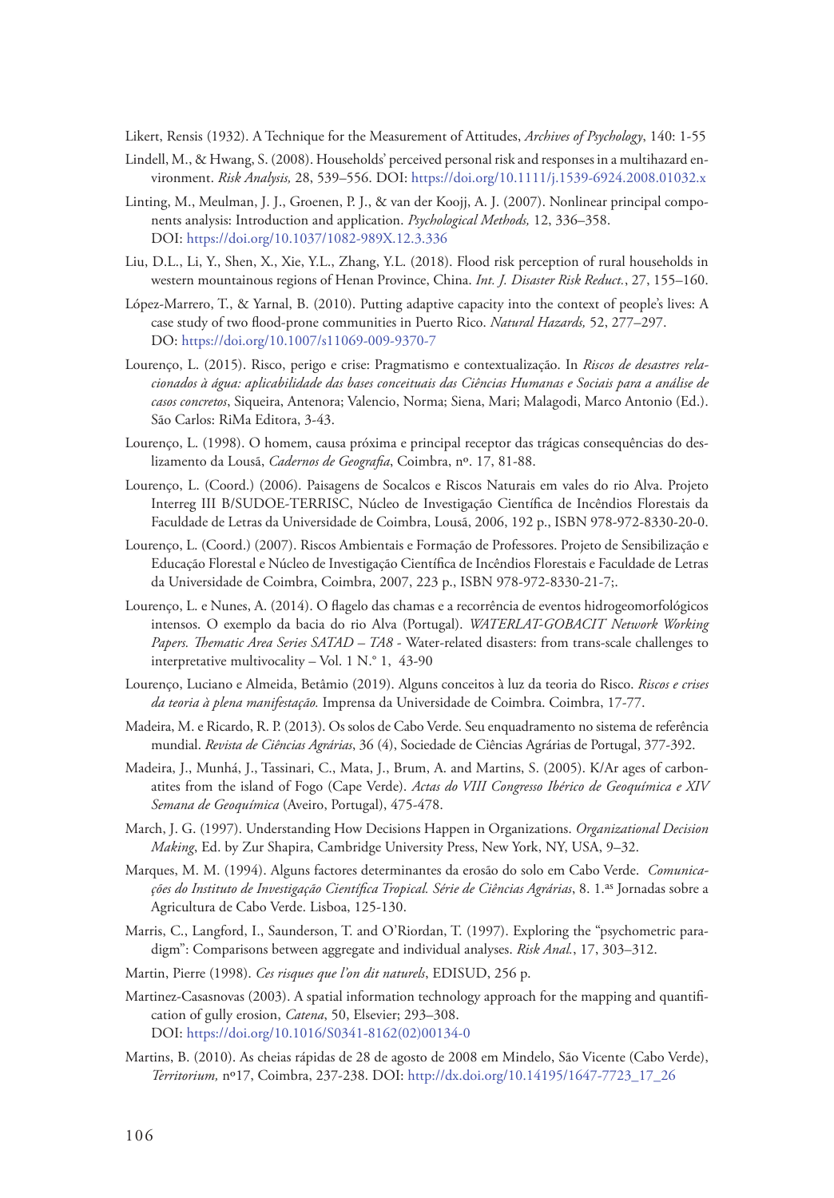Likert, Rensis (1932). A Technique for the Measurement of Attitudes, *Archives of Psychology*, 140: 1-55

Lindell, M., & Hwang, S. (2008). Households' perceived personal risk and responses in a multihazard environment. *Risk Analysis,* 28, 539–556. DOI: https://doi.org/10.1111/j.1539-6924.2008.01032.x

Linting, M., Meulman, J. J., Groenen, P. J., & van der Koojj, A. J. (2007). Nonlinear principal components analysis: Introduction and application. *Psychological Methods,* 12, 336–358. DOI: https://doi.org/10.1037/1082-989X.12.3.336

Liu, D.L., Li, Y., Shen, X., Xie, Y.L., Zhang, Y.L. (2018). Flood risk perception of rural households in western mountainous regions of Henan Province, China. *Int. J. Disaster Risk Reduct.*, 27, 155–160.

López-Marrero, T., & Yarnal, B. (2010). Putting adaptive capacity into the context of people's lives: A case study of two flood-prone communities in Puerto Rico. *Natural Hazards,* 52, 277–297. DO: https://doi.org/10.1007/s11069-009-9370-7

Lourenço, L. (2015). Risco, perigo e crise: Pragmatismo e contextualização. In *Riscos de desastres relacionados à água: aplicabilidade das bases conceituais das Ciências Humanas e Sociais para a análise de casos concretos*, Siqueira, Antenora; Valencio, Norma; Siena, Mari; Malagodi, Marco Antonio (Ed.). São Carlos: RiMa Editora, 3-43.

Lourenço, L. (1998). O homem, causa próxima e principal receptor das trágicas consequências do deslizamento da Lousã, *Cadernos de Geografia*, Coimbra, nº. 17, 81-88.

Lourenço, L. (Coord.) (2006). Paisagens de Socalcos e Riscos Naturais em vales do rio Alva. Projeto Interreg III B/SUDOE-TERRISC, Núcleo de Investigação Científica de Incêndios Florestais da Faculdade de Letras da Universidade de Coimbra, Lousã, 2006, 192 p., ISBN 978-972-8330-20-0.

Lourenço, L. (Coord.) (2007). Riscos Ambientais e Formação de Professores. Projeto de Sensibilização e Educação Florestal e Núcleo de Investigação Científica de Incêndios Florestais e Faculdade de Letras da Universidade de Coimbra, Coimbra, 2007, 223 p., ISBN 978-972-8330-21-7;.

Lourenço, L. e Nunes, A. (2014). O flagelo das chamas e a recorrência de eventos hidrogeomorfológicos intensos. O exemplo da bacia do rio Alva (Portugal). *WATERLAT-GOBACIT Network Working Papers. Thematic Area Series SATAD – TA8* - Water-related disasters: from trans-scale challenges to interpretative multivocality – Vol. 1 N.° 1, 43-90

Lourenço, Luciano e Almeida, Betâmio (2019). Alguns conceitos à luz da teoria do Risco. *Riscos e crises da teoria à plena manifestação.* Imprensa da Universidade de Coimbra. Coimbra, 17-77.

Madeira, M. e Ricardo, R. P. (2013). Os solos de Cabo Verde. Seu enquadramento no sistema de referência mundial. *Revista de Ciências Agrárias*, 36 (4), Sociedade de Ciências Agrárias de Portugal, 377-392.

Madeira, J., Munhá, J., Tassinari, C., Mata, J., Brum, A. and Martins, S. (2005). K/Ar ages of carbonatites from the island of Fogo (Cape Verde). *Actas do VIII Congresso Ibérico de Geoquímica e XIV Semana de Geoquímica* (Aveiro, Portugal), 475-478.

March, J. G. (1997). Understanding How Decisions Happen in Organizations. *Organizational Decision Making*, Ed. by Zur Shapira, Cambridge University Press, New York, NY, USA, 9–32.

Marques, M. M. (1994). Alguns factores determinantes da erosão do solo em Cabo Verde. *Comunicações do Instituto de Investigação Científica Tropical. Série de Ciências Agrárias*, 8. 1.as Jornadas sobre a Agricultura de Cabo Verde. Lisboa, 125-130.

Marris, C., Langford, I., Saunderson, T. and O'Riordan, T. (1997). Exploring the "psychometric paradigm": Comparisons between aggregate and individual analyses. *Risk Anal.*, 17, 303–312.

Martin, Pierre (1998). *Ces risques que l'on dit naturels*, EDISUD, 256 p.

Martinez-Casasnovas (2003). A spatial information technology approach for the mapping and quantification of gully erosion, *Catena*, 50, Elsevier; 293–308. DOI: https://doi.org/10.1016/S0341-8162(02)00134-0

Martins, B. (2010). As cheias rápidas de 28 de agosto de 2008 em Mindelo, São Vicente (Cabo Verde), *Territorium,* nº17, Coimbra, 237-238. DOI: http://dx.doi.org/10.14195/1647-7723_17_26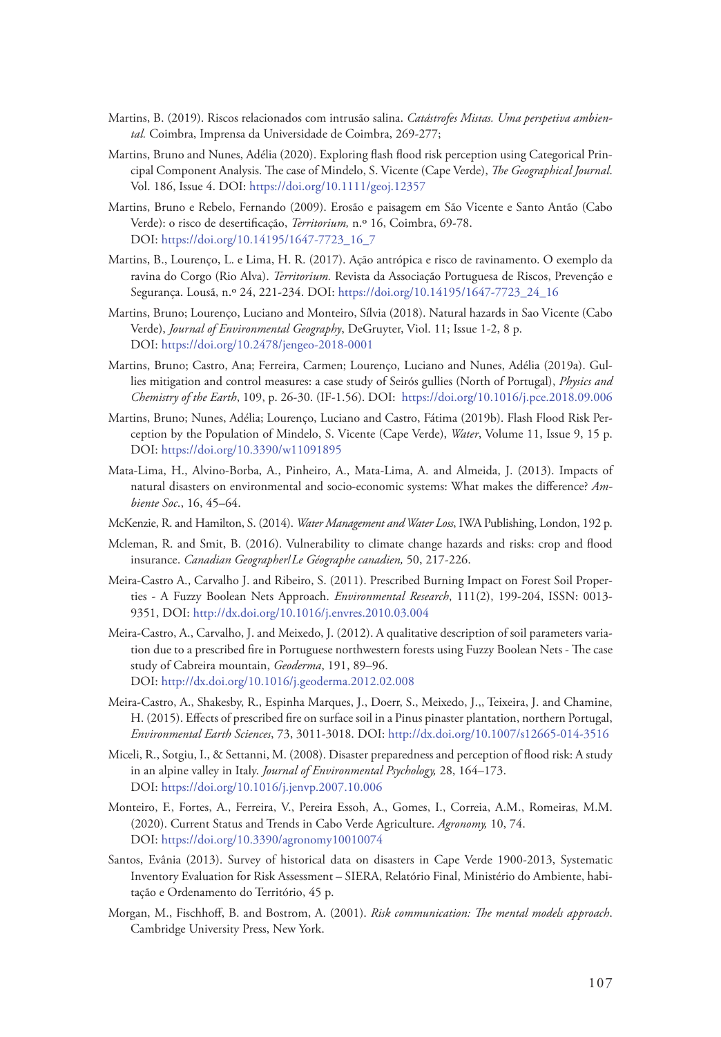Martins, B. (2019). Riscos relacionados com intrusão salina. *Catástrofes Mistas. Uma perspetiva ambiental.* Coimbra, Imprensa da Universidade de Coimbra, 269-277;

Martins, Bruno and Nunes, Adélia (2020). Exploring flash flood risk perception using Categorical Principal Component Analysis. The case of Mindelo, S. Vicente (Cape Verde), *The Geographical Journal*. Vol. 186, Issue 4. DOI: https://doi.org/10.1111/geoj.12357

Martins, Bruno e Rebelo, Fernando (2009). Erosão e paisagem em São Vicente e Santo Antão (Cabo Verde): o risco de desertificação, *Territorium,* n.º 16, Coimbra, 69-78. DOI: https://doi.org/10.14195/1647-7723_16_7

Martins, B., Lourenço, L. e Lima, H. R. (2017). Ação antrópica e risco de ravinamento. O exemplo da ravina do Corgo (Rio Alva). *Territorium.* Revista da Associação Portuguesa de Riscos, Prevenção e Segurança. Lousã, n.º 24, 221-234. DOI: https://doi.org/10.14195/1647-7723_24_16

Martins, Bruno; Lourenço, Luciano and Monteiro, Sílvia (2018). Natural hazards in Sao Vicente (Cabo Verde), *Journal of Environmental Geography*, DeGruyter, Viol. 11; Issue 1-2, 8 p. DOI: https://doi.org/10.2478/jengeo-2018-0001

Martins, Bruno; Castro, Ana; Ferreira, Carmen; Lourenço, Luciano and Nunes, Adélia (2019a). Gullies mitigation and control measures: a case study of Seirós gullies (North of Portugal), *Physics and Chemistry of the Earth*, 109, p. 26-30. (IF-1.56). DOI: https://doi.org/10.1016/j.pce.2018.09.006

Martins, Bruno; Nunes, Adélia; Lourenço, Luciano and Castro, Fátima (2019b). Flash Flood Risk Perception by the Population of Mindelo, S. Vicente (Cape Verde), *Water*, Volume 11, Issue 9, 15 p. DOI: https://doi.org/10.3390/w11091895

Mata-Lima, H., Alvino-Borba, A., Pinheiro, A., Mata-Lima, A. and Almeida, J. (2013). Impacts of natural disasters on environmental and socio-economic systems: What makes the difference? *Ambiente Soc.*, 16, 45–64.

McKenzie, R. and Hamilton, S. (2014). *Water Management and Water Loss*, IWA Publishing, London, 192 p.

Mcleman, R. and Smit, B. (2016). Vulnerability to climate change hazards and risks: crop and flood insurance. *Canadian Geographer/Le Géographe canadien,* 50, 217-226.

Meira-Castro A., Carvalho J. and Ribeiro, S. (2011). Prescribed Burning Impact on Forest Soil Properties - A Fuzzy Boolean Nets Approach. *Environmental Research*, 111(2), 199-204, ISSN: 0013-9351, DOI: http://dx.doi.org/10.1016/j.envres.2010.03.004

Meira-Castro, A., Carvalho, J. and Meixedo, J. (2012). A qualitative description of soil parameters variation due to a prescribed fire in Portuguese northwestern forests using Fuzzy Boolean Nets - The case study of Cabreira mountain, *Geoderma*, 191, 89–96. DOI: http://dx.doi.org/10.1016/j.geoderma.2012.02.008

Meira-Castro, A., Shakesby, R., Espinha Marques, J., Doerr, S., Meixedo, J.,, Teixeira, J. and Chamine, H. (2015). Effects of prescribed fire on surface soil in a Pinus pinaster plantation, northern Portugal, *Environmental Earth Sciences*, 73, 3011-3018. DOI: http://dx.doi.org/10.1007/s12665-014-3516

Miceli, R., Sotgiu, I., & Settanni, M. (2008). Disaster preparedness and perception of flood risk: A study in an alpine valley in Italy. *Journal of Environmental Psychology,* 28, 164–173. DOI: https://doi.org/10.1016/j.jenvp.2007.10.006

Monteiro, F., Fortes, A., Ferreira, V., Pereira Essoh, A., Gomes, I., Correia, A.M., Romeiras, M.M. (2020). Current Status and Trends in Cabo Verde Agriculture. *Agronomy,* 10, 74. DOI: https://doi.org/10.3390/agronomy10010074

Santos, Evânia (2013). Survey of historical data on disasters in Cape Verde 1900-2013, Systematic Inventory Evaluation for Risk Assessment – SIERA, Relatório Final, Ministério do Ambiente, habitação e Ordenamento do Território, 45 p.

Morgan, M., Fischhoff, B. and Bostrom, A. (2001). *Risk communication: The mental models approach*. Cambridge University Press, New York.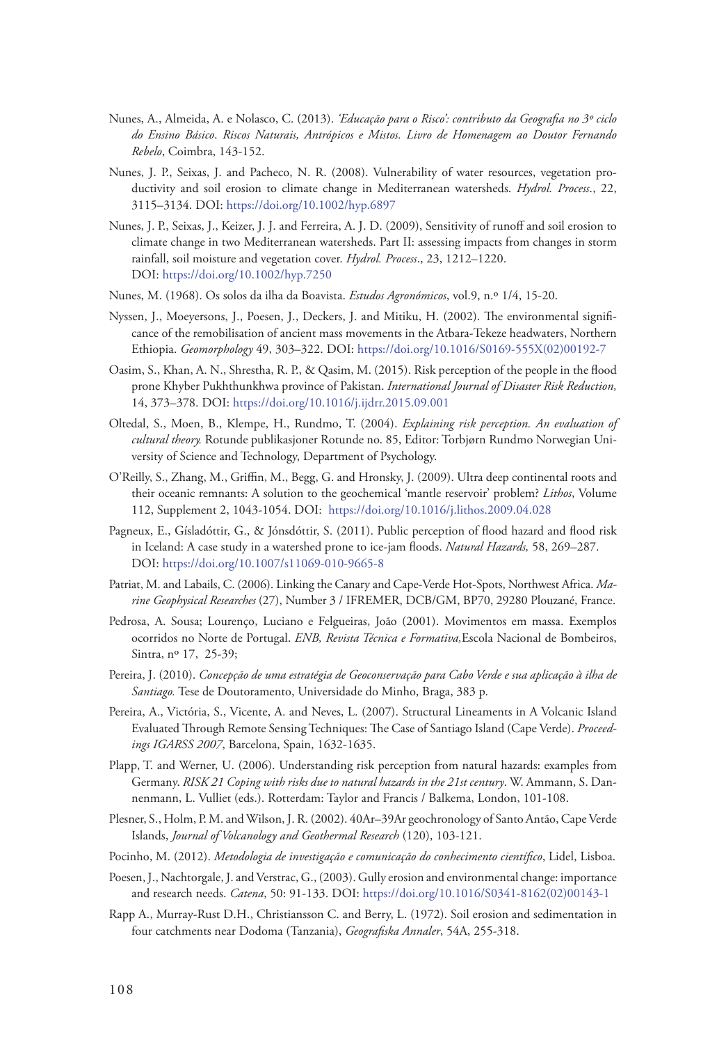Nunes, A., Almeida, A. e Nolasco, C. (2013). *'Educação para o Risco': contributo da Geografia no 3º ciclo do Ensino Básico*. *Riscos Naturais, Antrópicos e Mistos. Livro de Homenagem ao Doutor Fernando Rebelo*, Coimbra, 143-152.

Nunes, J. P., Seixas, J. and Pacheco, N. R. (2008). Vulnerability of water resources, vegetation productivity and soil erosion to climate change in Mediterranean watersheds. *Hydrol. Process*., 22, 3115–3134. DOI: https://doi.org/10.1002/hyp.6897

Nunes, J. P., Seixas, J., Keizer, J. J. and Ferreira, A. J. D. (2009), Sensitivity of runoff and soil erosion to climate change in two Mediterranean watersheds. Part II: assessing impacts from changes in storm rainfall, soil moisture and vegetation cover. *Hydrol. Process*., 23, 1212–1220. DOI: https://doi.org/10.1002/hyp.7250

Nunes, M. (1968). Os solos da ilha da Boavista. *Estudos Agronómicos*, vol.9, n.º 1/4, 15-20.

Nyssen, J., Moeyersons, J., Poesen, J., Deckers, J. and Mitiku, H. (2002). The environmental significance of the remobilisation of ancient mass movements in the Atbara-Tekeze headwaters, Northern Ethiopia. *Geomorphology* 49, 303–322. DOI: https://doi.org/10.1016/S0169-555X(02)00192-7

Oasim, S., Khan, A. N., Shrestha, R. P., & Qasim, M. (2015). Risk perception of the people in the flood prone Khyber Pukhthunkhwa province of Pakistan. *International Journal of Disaster Risk Reduction,* 14, 373–378. DOI: https://doi.org/10.1016/j.ijdrr.2015.09.001

Oltedal, S., Moen, B., Klempe, H., Rundmo, T. (2004). *Explaining risk perception. An evaluation of cultural theory.* Rotunde publikasjoner Rotunde no. 85, Editor: Torbjørn Rundmo Norwegian University of Science and Technology, Department of Psychology.

O'Reilly, S., Zhang, M., Griffin, M., Begg, G. and Hronsky, J. (2009). Ultra deep continental roots and their oceanic remnants: A solution to the geochemical 'mantle reservoir' problem? *Lithos*, Volume 112, Supplement 2, 1043-1054. DOI: https://doi.org/10.1016/j.lithos.2009.04.028

Pagneux, E., Gísladóttir, G., & Jónsdóttir, S. (2011). Public perception of flood hazard and flood risk in Iceland: A case study in a watershed prone to ice-jam floods. *Natural Hazards,* 58, 269–287. DOI: https://doi.org/10.1007/s11069-010-9665-8

Patriat, M. and Labails, C. (2006). Linking the Canary and Cape-Verde Hot-Spots, Northwest Africa. *Marine Geophysical Researches* (27), Number 3 / IFREMER, DCB/GM, BP70, 29280 Plouzané, France.

Pedrosa, A. Sousa; Lourenço, Luciano e Felgueiras, João (2001). Movimentos em massa. Exemplos ocorridos no Norte de Portugal. *ENB, Revista Técnica e Formativa,*Escola Nacional de Bombeiros, Sintra, nº 17, 25-39;

Pereira, J. (2010). *Concepção de uma estratégia de Geoconservação para Cabo Verde e sua aplicação à ilha de Santiago.* Tese de Doutoramento, Universidade do Minho, Braga, 383 p.

Pereira, A., Victória, S., Vicente, A. and Neves, L. (2007). Structural Lineaments in A Volcanic Island Evaluated Through Remote Sensing Techniques: The Case of Santiago Island (Cape Verde). *Proceedings IGARSS 2007*, Barcelona, Spain, 1632-1635.

Plapp, T. and Werner, U. (2006). Understanding risk perception from natural hazards: examples from Germany. *RISK 21 Coping with risks due to natural hazards in the 21st century*. W. Ammann, S. Dannenmann, L. Vulliet (eds.). Rotterdam: Taylor and Francis / Balkema, London, 101-108.

Plesner, S., Holm, P. M. and Wilson, J. R. (2002). 40Ar–39Ar geochronology of Santo Antão, Cape Verde Islands, *Journal of Volcanology and Geothermal Research* (120), 103-121.

Pocinho, M. (2012). *Metodologia de investigação e comunicação do conhecimento científico*, Lidel, Lisboa.

Poesen, J., Nachtorgale, J. and Verstrac, G., (2003). Gully erosion and environmental change: importance and research needs. *Catena*, 50: 91-133. DOI: https://doi.org/10.1016/S0341-8162(02)00143-1

Rapp A., Murray-Rust D.H., Christiansson C. and Berry, L. (1972). Soil erosion and sedimentation in four catchments near Dodoma (Tanzania), *Geografiska Annaler*, 54A, 255-318.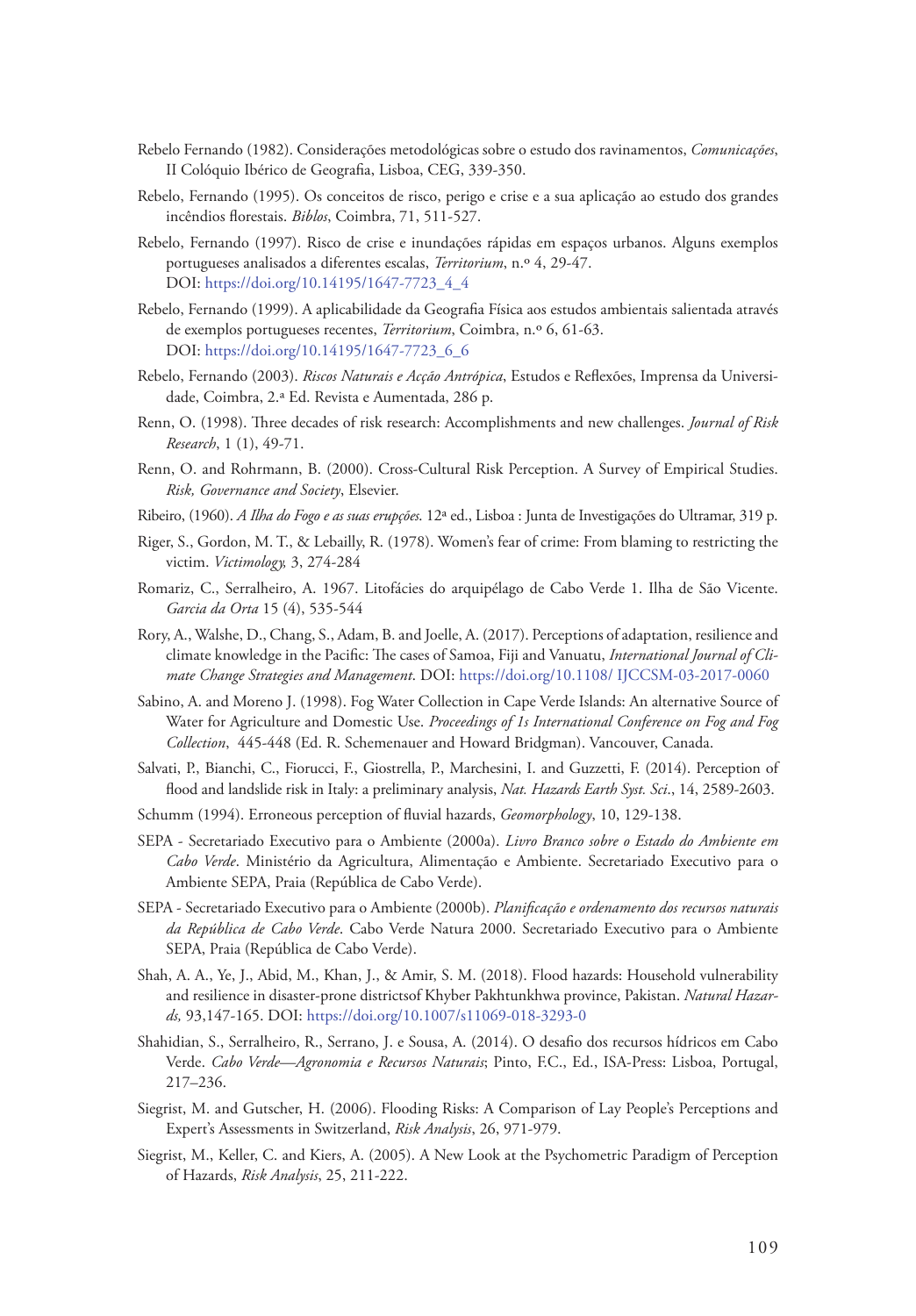Rebelo Fernando (1982). Considerações metodológicas sobre o estudo dos ravinamentos, *Comunicações*, II Colóquio Ibérico de Geografia, Lisboa, CEG, 339-350.

Rebelo, Fernando (1995). Os conceitos de risco, perigo e crise e a sua aplicação ao estudo dos grandes incêndios florestais. *Biblos*, Coimbra, 71, 511-527.

Rebelo, Fernando (1997). Risco de crise e inundações rápidas em espaços urbanos. Alguns exemplos portugueses analisados a diferentes escalas, *Territorium*, n.º 4, 29-47. DOI: https://doi.org/10.14195/1647-7723_4_4

Rebelo, Fernando (1999). A aplicabilidade da Geografia Física aos estudos ambientais salientada através de exemplos portugueses recentes, *Territorium*, Coimbra, n.º 6, 61-63. DOI: https://doi.org/10.14195/1647-7723_6_6

Rebelo, Fernando (2003). *Riscos Naturais e Acção Antrópica*, Estudos e Reflexões, Imprensa da Universidade, Coimbra, 2.ª Ed. Revista e Aumentada, 286 p.

Renn, O. (1998). Three decades of risk research: Accomplishments and new challenges. *Journal of Risk Research*, 1 (1), 49-71.

Renn, O. and Rohrmann, B. (2000). Cross-Cultural Risk Perception. A Survey of Empirical Studies. *Risk, Governance and Society*, Elsevier.

Ribeiro, (1960). *A Ilha do Fogo e as suas erupções*. 12ª ed., Lisboa : Junta de Investigações do Ultramar, 319 p.

Riger, S., Gordon, M. T., & Lebailly, R. (1978). Women's fear of crime: From blaming to restricting the victim. *Victimology,* 3, 274-284

Romariz, C., Serralheiro, A. 1967. Litofácies do arquipélago de Cabo Verde 1. Ilha de São Vicente. *Garcia da Orta* 15 (4), 535-544

Rory, A., Walshe, D., Chang, S., Adam, B. and Joelle, A. (2017). Perceptions of adaptation, resilience and climate knowledge in the Pacific: The cases of Samoa, Fiji and Vanuatu, *International Journal of Climate Change Strategies and Management*. DOI: https://doi.org/10.1108/ IJCCSM-03-2017-0060

Sabino, A. and Moreno J. (1998). Fog Water Collection in Cape Verde Islands: An alternative Source of Water for Agriculture and Domestic Use. *Proceedings of 1s International Conference on Fog and Fog Collection*, 445-448 (Ed. R. Schemenauer and Howard Bridgman). Vancouver, Canada.

Salvati, P., Bianchi, C., Fiorucci, F., Giostrella, P., Marchesini, I. and Guzzetti, F. (2014). Perception of flood and landslide risk in Italy: a preliminary analysis, *Nat. Hazards Earth Syst. Sci*., 14, 2589-2603.

Schumm (1994). Erroneous perception of fluvial hazards, *Geomorphology*, 10, 129-138.

SEPA - Secretariado Executivo para o Ambiente (2000a). *Livro Branco sobre o Estado do Ambiente em Cabo Verde*. Ministério da Agricultura, Alimentação e Ambiente. Secretariado Executivo para o Ambiente SEPA, Praia (República de Cabo Verde).

SEPA - Secretariado Executivo para o Ambiente (2000b). *Planificação e ordenamento dos recursos naturais da República de Cabo Verde*. Cabo Verde Natura 2000. Secretariado Executivo para o Ambiente SEPA, Praia (República de Cabo Verde).

Shah, A. A., Ye, J., Abid, M., Khan, J., & Amir, S. M. (2018). Flood hazards: Household vulnerability and resilience in disaster-prone districtsof Khyber Pakhtunkhwa province, Pakistan. *Natural Hazards,* 93,147-165. DOI: https://doi.org/10.1007/s11069-018-3293-0

Shahidian, S., Serralheiro, R., Serrano, J. e Sousa, A. (2014). O desafio dos recursos hídricos em Cabo Verde. *Cabo Verde—Agronomia e Recursos Naturais*; Pinto, F.C., Ed., ISA-Press: Lisboa, Portugal, 217–236.

Siegrist, M. and Gutscher, H. (2006). Flooding Risks: A Comparison of Lay People's Perceptions and Expert's Assessments in Switzerland, *Risk Analysis*, 26, 971-979.

Siegrist, M., Keller, C. and Kiers, A. (2005). A New Look at the Psychometric Paradigm of Perception of Hazards, *Risk Analysis*, 25, 211-222.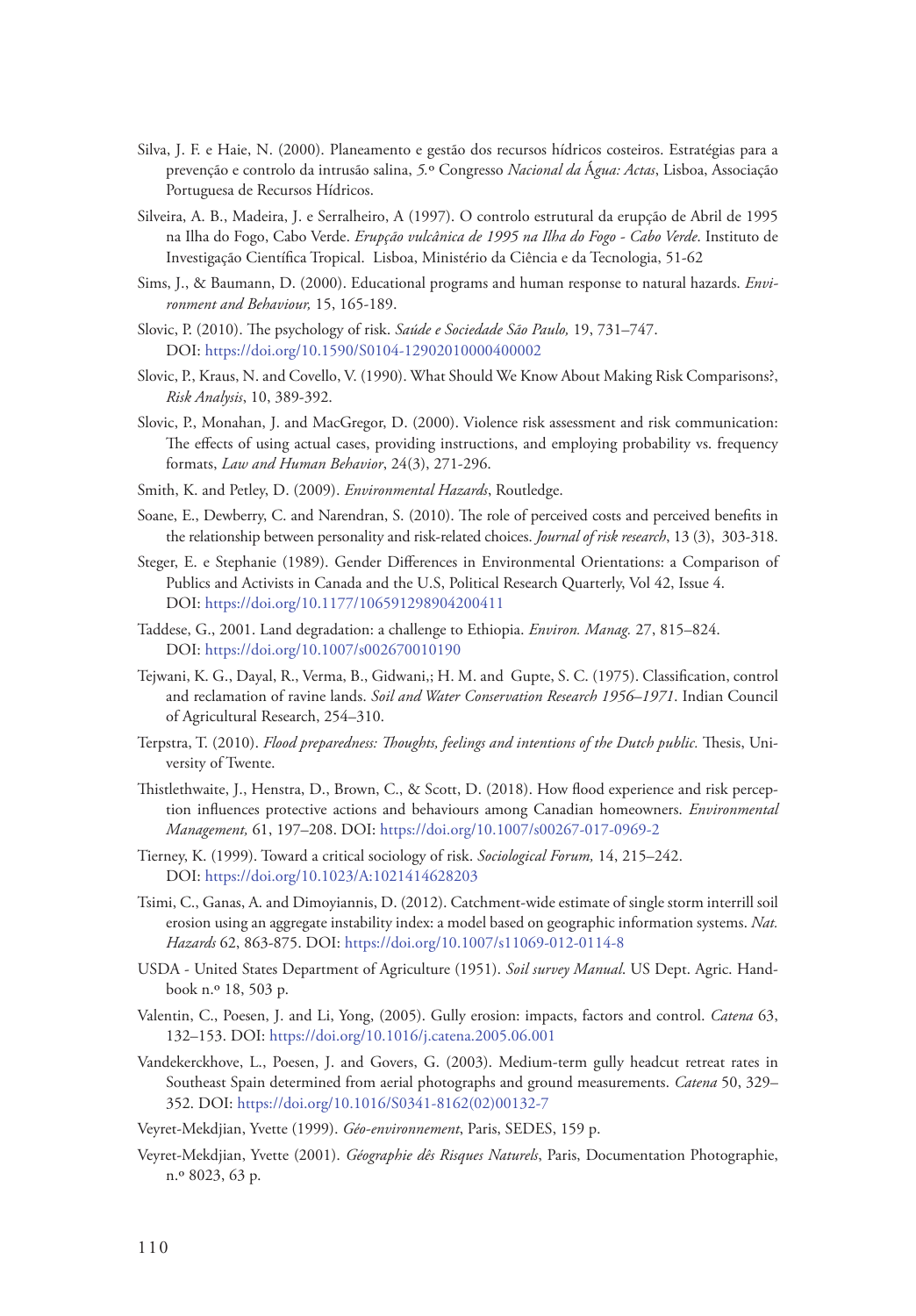Silva, J. F. e Haie, N. (2000). Planeamento e gestão dos recursos hídricos costeiros. Estratégias para a prevenção e controlo da intrusão salina, *5.º* Congresso *Nacional da Água: Actas*, Lisboa, Associação Portuguesa de Recursos Hídricos.

Silveira, A. B., Madeira, J. e Serralheiro, A (1997). O controlo estrutural da erupção de Abril de 1995 na Ilha do Fogo, Cabo Verde. *Erupção vulcânica de 1995 na Ilha do Fogo - Cabo Verde*. Instituto de Investigação Científica Tropical. Lisboa, Ministério da Ciência e da Tecnologia, 51-62

Sims, J., & Baumann, D. (2000). Educational programs and human response to natural hazards. *Environment and Behaviour,* 15, 165-189.

Slovic, P. (2010). The psychology of risk. *Saúde e Sociedade São Paulo,* 19, 731–747. DOI: https://doi.org/10.1590/S0104-12902010000400002

Slovic, P., Kraus, N. and Covello, V. (1990). What Should We Know About Making Risk Comparisons?, *Risk Analysis*, 10, 389-392.

Slovic, P., Monahan, J. and MacGregor, D. (2000). Violence risk assessment and risk communication: The effects of using actual cases, providing instructions, and employing probability vs. frequency formats, *Law and Human Behavior*, 24(3), 271-296.

Smith, K. and Petley, D. (2009). *Environmental Hazards*, Routledge.

Soane, E., Dewberry, C. and Narendran, S. (2010). The role of perceived costs and perceived benefits in the relationship between personality and risk-related choices. *Journal of risk research*, 13 (3), 303-318.

Steger, E. e Stephanie (1989). Gender Differences in Environmental Orientations: a Comparison of Publics and Activists in Canada and the U.S, Political Research Quarterly, Vol 42, Issue 4. DOI: https://doi.org/10.1177/106591298904200411

Taddese, G., 2001. Land degradation: a challenge to Ethiopia. *Environ. Manag.* 27, 815–824. DOI: https://doi.org/10.1007/s002670010190

Tejwani, K. G., Dayal, R., Verma, B., Gidwani,; H. M. and Gupte, S. C. (1975). Classification, control and reclamation of ravine lands. *Soil and Water Conservation Research 1956–1971*. Indian Council of Agricultural Research, 254–310.

Terpstra, T. (2010). *Flood preparedness: Thoughts, feelings and intentions of the Dutch public.* Thesis, University of Twente.

Thistlethwaite, J., Henstra, D., Brown, C., & Scott, D. (2018). How flood experience and risk perception influences protective actions and behaviours among Canadian homeowners. *Environmental Management,* 61, 197–208. DOI: https://doi.org/10.1007/s00267-017-0969-2

Tierney, K. (1999). Toward a critical sociology of risk. *Sociological Forum,* 14, 215–242. DOI: https://doi.org/10.1023/A:1021414628203

Tsimi, C., Ganas, A. and Dimoyiannis, D. (2012). Catchment-wide estimate of single storm interrill soil erosion using an aggregate instability index: a model based on geographic information systems. *Nat. Hazards* 62, 863-875. DOI: https://doi.org/10.1007/s11069-012-0114-8

USDA - United States Department of Agriculture (1951). *Soil survey Manual*. US Dept. Agric. Handbook n.º 18, 503 p.

Valentin, C., Poesen, J. and Li, Yong, (2005). Gully erosion: impacts, factors and control. *Catena* 63, 132–153. DOI: https://doi.org/10.1016/j.catena.2005.06.001

Vandekerckhove, L., Poesen, J. and Govers, G. (2003). Medium-term gully headcut retreat rates in Southeast Spain determined from aerial photographs and ground measurements. *Catena* 50, 329–352. DOI: https://doi.org/10.1016/S0341-8162(02)00132-7

Veyret-Mekdjian, Yvette (1999). *Géo-environnement*, Paris, SEDES, 159 p.

Veyret-Mekdjian, Yvette (2001). *Géographie dês Risques Naturels*, Paris, Documentation Photographie, n.º 8023, 63 p.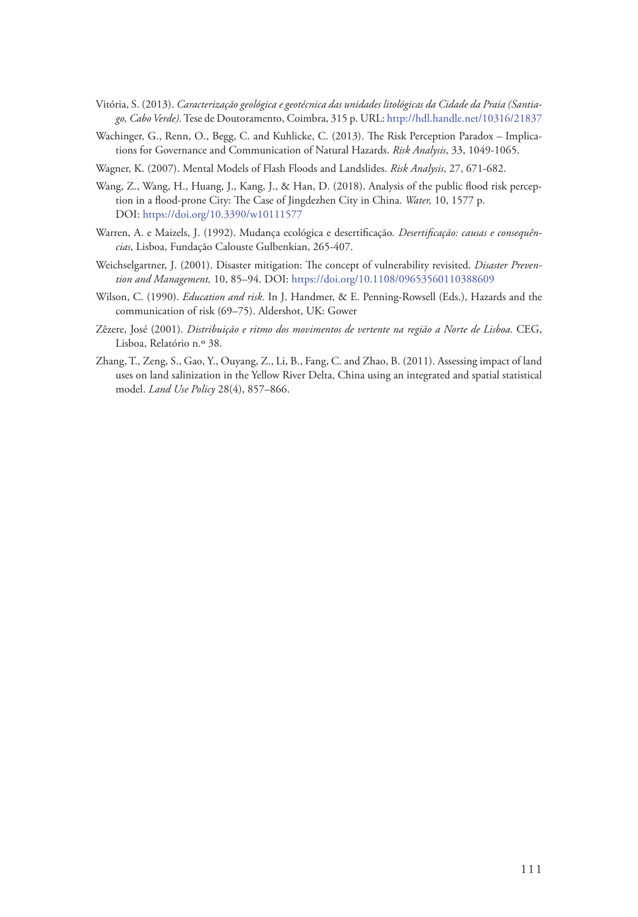Vitória, S. (2013). *Caracterização geológica e geotécnica das unidades litológicas da Cidade da Praia (Santiago, Cabo Verde).* Tese de Doutoramento, Coimbra, 315 p. URL: http://hdl.handle.net/10316/21837

Wachinger, G., Renn, O., Begg, C. and Kuhlicke, C. (2013). The Risk Perception Paradox – Implications for Governance and Communication of Natural Hazards. *Risk Analysis*, 33, 1049-1065.

Wagner, K. (2007). Mental Models of Flash Floods and Landslides. *Risk Analysis*, 27, 671-682.

Wang, Z., Wang, H., Huang, J., Kang, J., & Han, D. (2018). Analysis of the public flood risk perception in a flood-prone City: The Case of Jingdezhen City in China. *Water,* 10, 1577 p. DOI: https://doi.org/10.3390/w10111577

Warren, A. e Maizels, J. (1992). Mudança ecológica e desertificação*. Desertificação: causas e consequências*, Lisboa, Fundação Calouste Gulbenkian, 265-407.

Weichselgartner, J. (2001). Disaster mitigation: The concept of vulnerability revisited. *Disaster Prevention and Management,* 10, 85–94. DOI: https://doi.org/10.1108/09653560110388609

Wilson, C. (1990). *Education and risk.* In J. Handmer, & E. Penning-Rowsell (Eds.), Hazards and the communication of risk (69–75). Aldershot, UK: Gower

Zêzere, José (2001). *Distribuição e ritmo dos movimentos de vertente na região a Norte de Lisboa.* CEG, Lisboa, Relatório n.º 38.

Zhang, T., Zeng, S., Gao, Y., Ouyang, Z., Li, B., Fang, C. and Zhao, B. (2011). Assessing impact of land uses on land salinization in the Yellow River Delta, China using an integrated and spatial statistical model. *Land Use Policy* 28(4), 857–866.